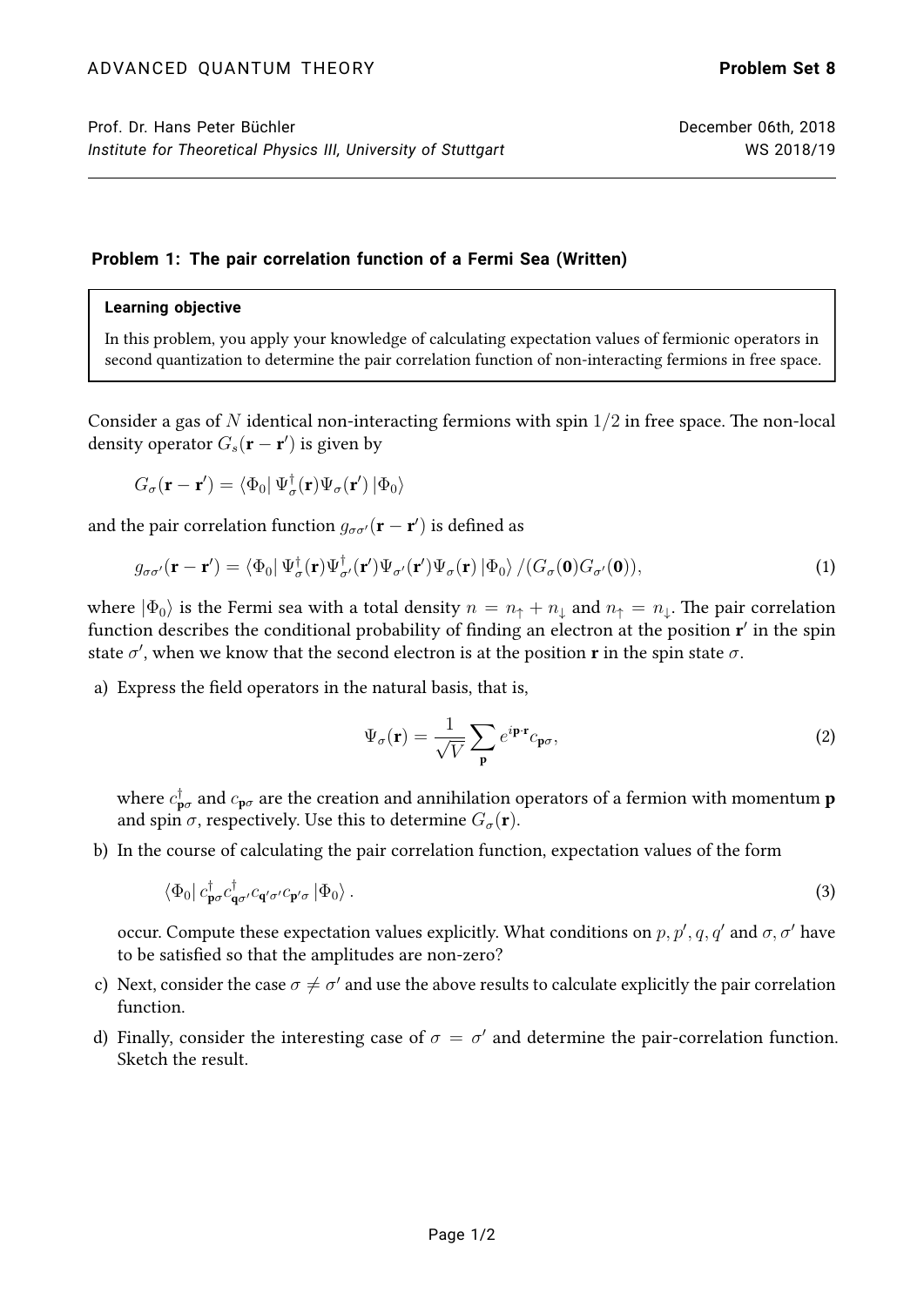ADVANCED QUANTUM THEORY **Problem Set 8**

Prof. Dr. Hans Peter Büchler December 06th, 2018

*Institute for Theoretical Physics III, University of Stuttgart* WS 2018/19

---

### Problem 1: The pair correlation function of a Fermi Sea (Written)

> **Learning objective**
>
> In this problem, you apply your knowledge of calculating expectation values of fermionic operators in second quantization to determine the pair correlation function of non-interacting fermions in free space.

Consider a gas of $N$ identical non-interacting fermions with spin $1/2$ in free space. The non-local density operator $G_s(\mathbf{r}-\mathbf{r}')$ is given by

$$G_\sigma(\mathbf{r}-\mathbf{r}') = \langle\Phi_0|\,\Psi^\dagger_\sigma(\mathbf{r})\Psi_\sigma(\mathbf{r}')\,|\Phi_0\rangle$$

and the pair correlation function $g_{\sigma\sigma'}(\mathbf{r}-\mathbf{r}')$ is defined as

$$g_{\sigma\sigma'}(\mathbf{r}-\mathbf{r}') = \langle\Phi_0|\,\Psi^\dagger_\sigma(\mathbf{r})\Psi^\dagger_{\sigma'}(\mathbf{r}')\Psi_{\sigma'}(\mathbf{r}')\Psi_\sigma(\mathbf{r})\,|\Phi_0\rangle\,/(G_\sigma(\mathbf{0})G_{\sigma'}(\mathbf{0})), \tag{1}$$

where $|\Phi_0\rangle$ is the Fermi sea with a total density $n = n_\uparrow + n_\downarrow$ and $n_\uparrow = n_\downarrow$. The pair correlation function describes the conditional probability of finding an electron at the position $\mathbf{r}'$ in the spin state $\sigma'$, when we know that the second electron is at the position $\mathbf{r}$ in the spin state $\sigma$.

a) Express the field operators in the natural basis, that is,

$$\Psi_\sigma(\mathbf{r}) = \frac{1}{\sqrt{V}}\sum_{\mathbf{p}} e^{i\mathbf{p}\cdot\mathbf{r}}c_{\mathbf{p}\sigma}, \tag{2}$$

where $c^\dagger_{\mathbf{p}\sigma}$ and $c_{\mathbf{p}\sigma}$ are the creation and annihilation operators of a fermion with momentum $\mathbf{p}$ and spin $\sigma$, respectively. Use this to determine $G_\sigma(\mathbf{r})$.

b) In the course of calculating the pair correlation function, expectation values of the form

$$\langle\Phi_0|\,c^\dagger_{\mathbf{p}\sigma}c^\dagger_{\mathbf{q}\sigma'}c_{\mathbf{q}'\sigma'}c_{\mathbf{p}'\sigma}\,|\Phi_0\rangle\,. \tag{3}$$

occur. Compute these expectation values explicitly. What conditions on $p, p', q, q'$ and $\sigma, \sigma'$ have to be satisfied so that the amplitudes are non-zero?

c) Next, consider the case $\sigma \neq \sigma'$ and use the above results to calculate explicitly the pair correlation function.

d) Finally, consider the interesting case of $\sigma = \sigma'$ and determine the pair-correlation function. Sketch the result.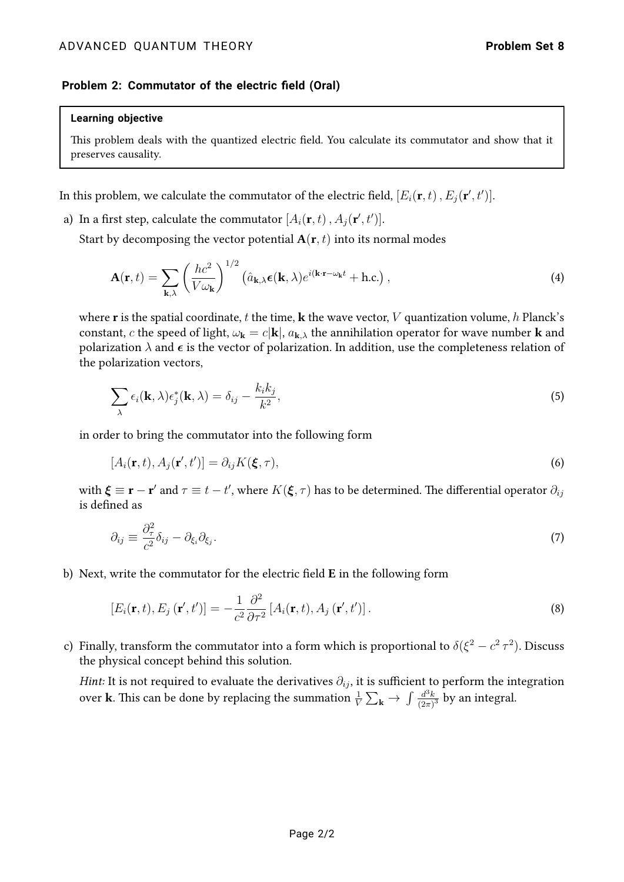### Problem 2: Commutator of the electric field (Oral)

> **Learning objective**
>
> This problem deals with the quantized electric field. You calculate its commutator and show that it preserves causality.

In this problem, we calculate the commutator of the electric field, $[E_i(\mathbf{r},t)\,,E_j(\mathbf{r}',t')]$.

a) In a first step, calculate the commutator $[A_i(\mathbf{r},t)\,,A_j(\mathbf{r}',t')]$.

Start by decomposing the vector potential $\mathbf{A}(\mathbf{r},t)$ into its normal modes

$$\mathbf{A}(\mathbf{r},t) = \sum_{\mathbf{k},\lambda} \left(\frac{hc^2}{V\omega_{\mathbf{k}}}\right)^{1/2} \left(\hat{a}_{\mathbf{k},\lambda}\boldsymbol{\epsilon}(\mathbf{k},\lambda)e^{i(\mathbf{k}\cdot\mathbf{r}-\omega_{\mathbf{k}}t} + \text{h.c.}\right), \tag{4}$$

where $\mathbf{r}$ is the spatial coordinate, $t$ the time, $\mathbf{k}$ the wave vector, $V$ quantization volume, $h$ Planck's constant, $c$ the speed of light, $\omega_{\mathbf{k}} = c|\mathbf{k}|$, $a_{\mathbf{k},\lambda}$ the annihilation operator for wave number $\mathbf{k}$ and polarization $\lambda$ and $\boldsymbol{\epsilon}$ is the vector of polarization. In addition, use the completeness relation of the polarization vectors,

$$\sum_{\lambda} \epsilon_i(\mathbf{k},\lambda)\epsilon_j^*(\mathbf{k},\lambda) = \delta_{ij} - \frac{k_i k_j}{k^2}, \tag{5}$$

in order to bring the commutator into the following form

$$[A_i(\mathbf{r},t), A_j(\mathbf{r}',t')] = \partial_{ij}K(\boldsymbol{\xi},\tau), \tag{6}$$

with $\boldsymbol{\xi} \equiv \mathbf{r}-\mathbf{r}'$ and $\tau \equiv t-t'$, where $K(\boldsymbol{\xi},\tau)$ has to be determined. The differential operator $\partial_{ij}$ is defined as

$$\partial_{ij} \equiv \frac{\partial_\tau^2}{c^2}\delta_{ij} - \partial_{\xi_i}\partial_{\xi_j}. \tag{7}$$

b) Next, write the commutator for the electric field $\mathbf{E}$ in the following form

$$[E_i(\mathbf{r},t), E_j(\mathbf{r}',t')] = -\frac{1}{c^2}\frac{\partial^2}{\partial\tau^2}[A_i(\mathbf{r},t), A_j(\mathbf{r}',t')]. \tag{8}$$

c) Finally, transform the commutator into a form which is proportional to $\delta(\xi^2 - c^2\tau^2)$. Discuss the physical concept behind this solution.

*Hint:* It is not required to evaluate the derivatives $\partial_{ij}$, it is sufficient to perform the integration over $\mathbf{k}$. This can be done by replacing the summation $\frac{1}{V}\sum_{\mathbf{k}} \to \int \frac{d^3k}{(2\pi)^3}$ by an integral.